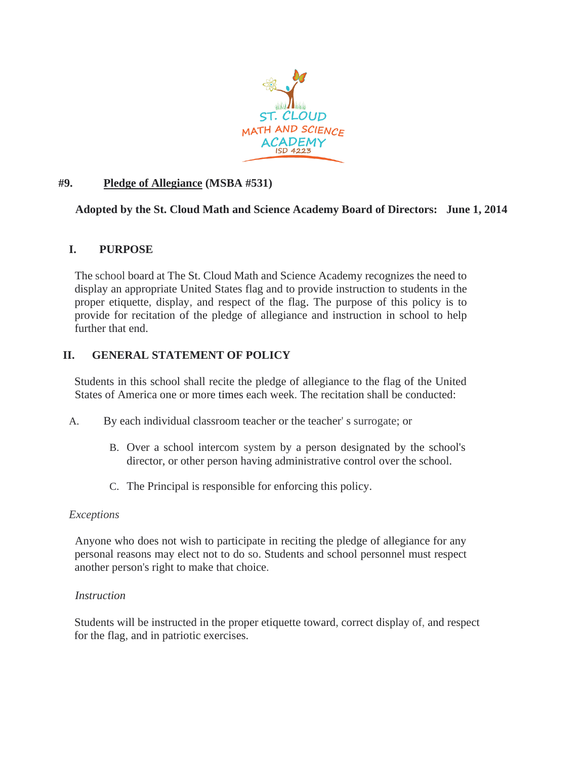# #9. Pledge of Allegiance (MSBA #531)

**Adopted by the St. Cloud Math and Science Academy Board of Directors: June 1, 2014**

## I. PURPOSE

The school board at The St. Cloud Math and Science Academy recognizes the need to display an appropriate United States flag and to provide instruction to students in the proper etiquette, display, and respect of the flag. The purpose of this policy is to provide for recitation of the pledge of allegiance and instruction in school to help further that end.

## II. GENERAL STATEMENT OF POLICY

Students in this school shall recite the pledge of allegiance to the flag of the United States of America one or more times each week. The recitation shall be conducted:

A. By each individual classroom teacher or the teacher' s surrogate; or

B. Over a school intercom system by a person designated by the school's director, or other person having administrative control over the school.

C. The Principal is responsible for enforcing this policy.

*Exceptions*

Anyone who does not wish to participate in reciting the pledge of allegiance for any personal reasons may elect not to do so. Students and school personnel must respect another person's right to make that choice.

*Instruction*

Students will be instructed in the proper etiquette toward, correct display of, and respect for the flag, and in patriotic exercises.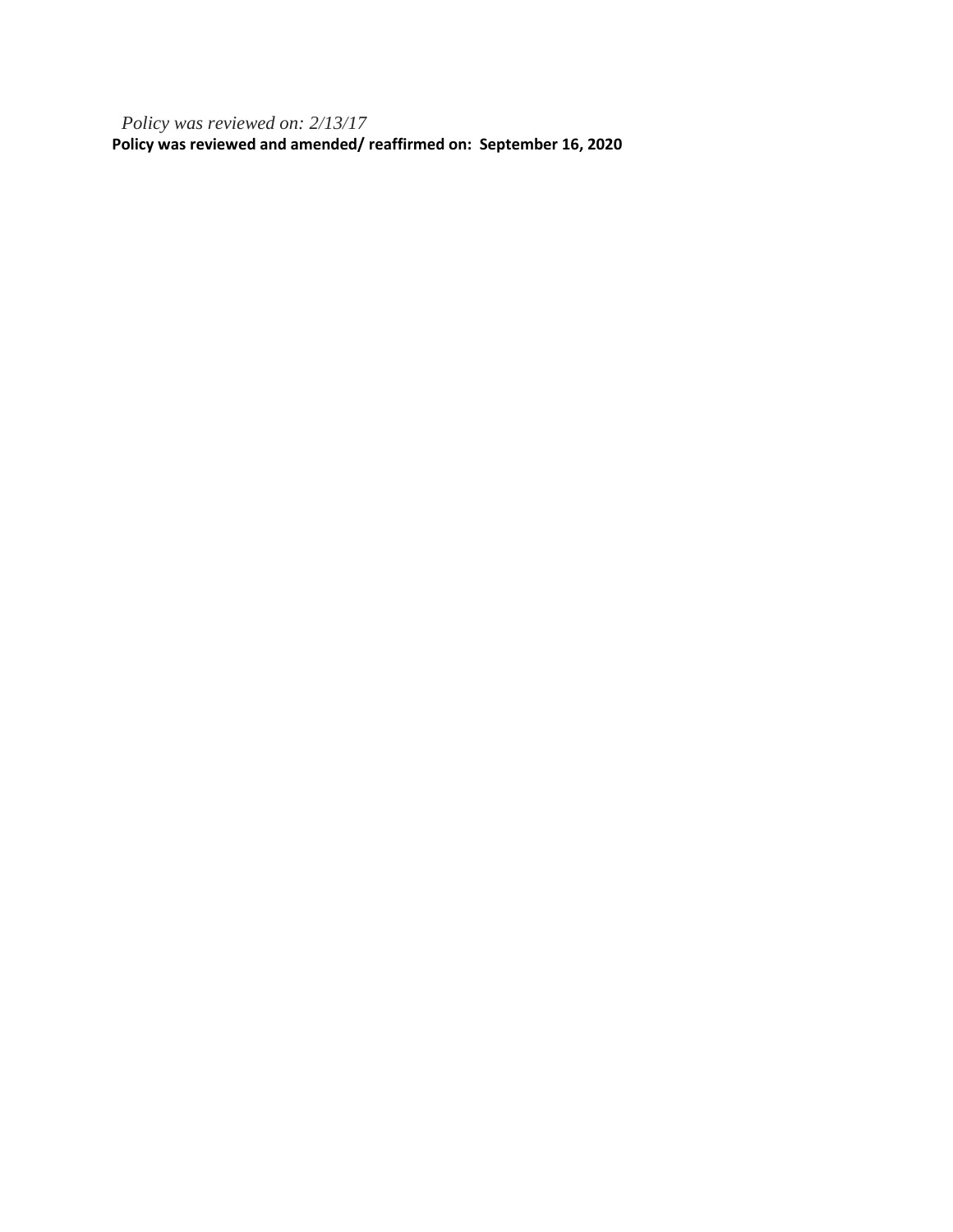*Policy was reviewed on: 2/13/17*

**Policy was reviewed and amended/ reaffirmed on: September 16, 2020**